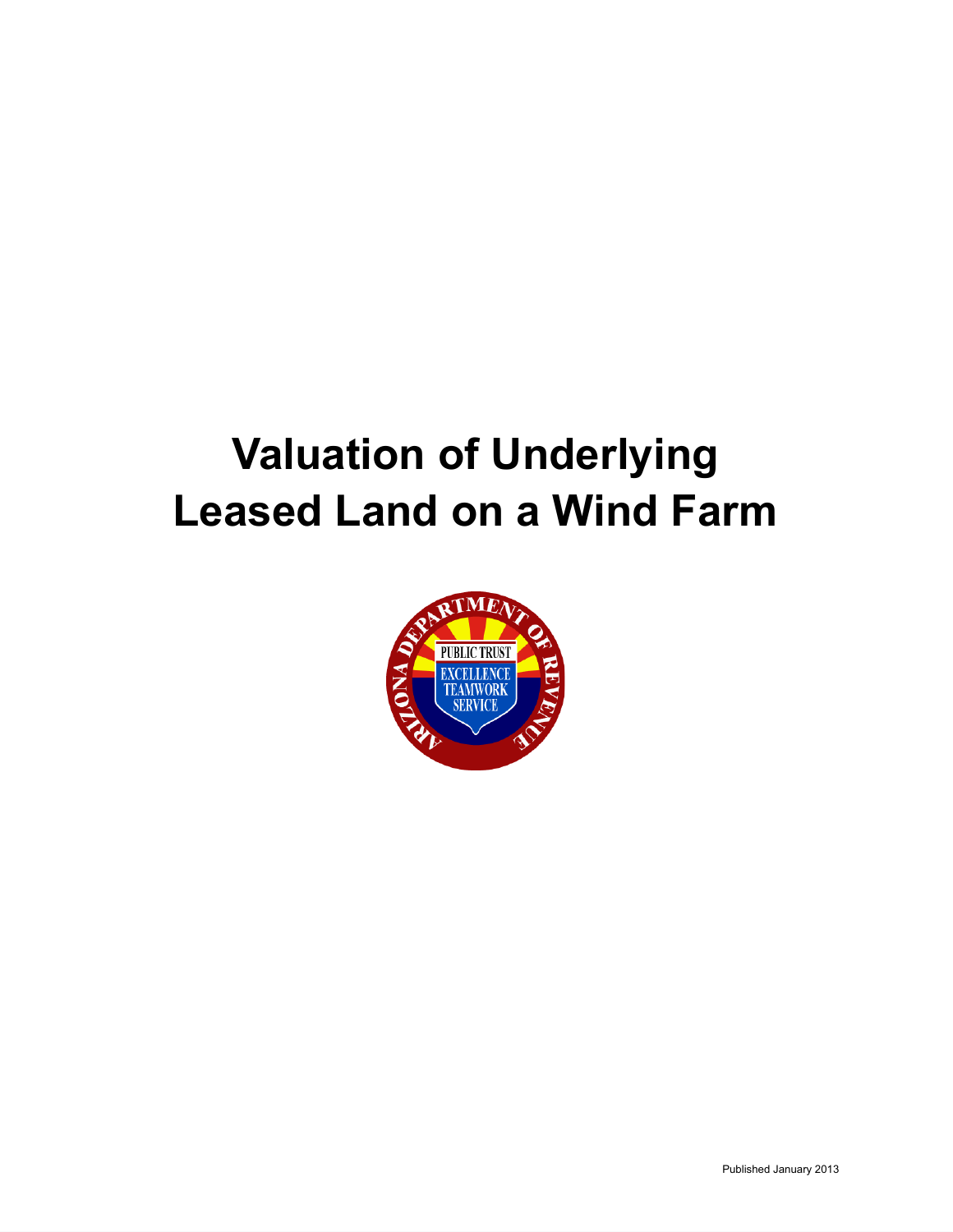# Valuation of Underlying Leased Land on a Wind Farm

Published January 2013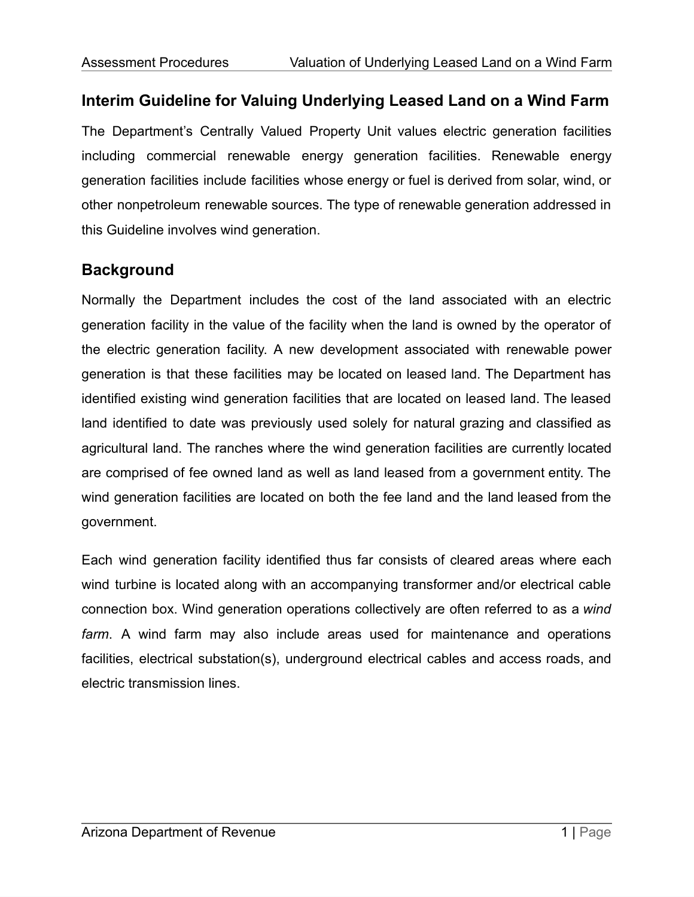## Interim Guideline for Valuing Underlying Leased Land on a Wind Farm

The Department's Centrally Valued Property Unit values electric generation facilities including commercial renewable energy generation facilities. Renewable energy generation facilities include facilities whose energy or fuel is derived from solar, wind, or other nonpetroleum renewable sources. The type of renewable generation addressed in this Guideline involves wind generation.

## Background

Normally the Department includes the cost of the land associated with an electric generation facility in the value of the facility when the land is owned by the operator of the electric generation facility. A new development associated with renewable power generation is that these facilities may be located on leased land. The Department has identified existing wind generation facilities that are located on leased land. The leased land identified to date was previously used solely for natural grazing and classified as agricultural land. The ranches where the wind generation facilities are currently located are comprised of fee owned land as well as land leased from a government entity. The wind generation facilities are located on both the fee land and the land leased from the government.

Each wind generation facility identified thus far consists of cleared areas where each wind turbine is located along with an accompanying transformer and/or electrical cable connection box. Wind generation operations collectively are often referred to as a *wind farm*. A wind farm may also include areas used for maintenance and operations facilities, electrical substation(s), underground electrical cables and access roads, and electric transmission lines.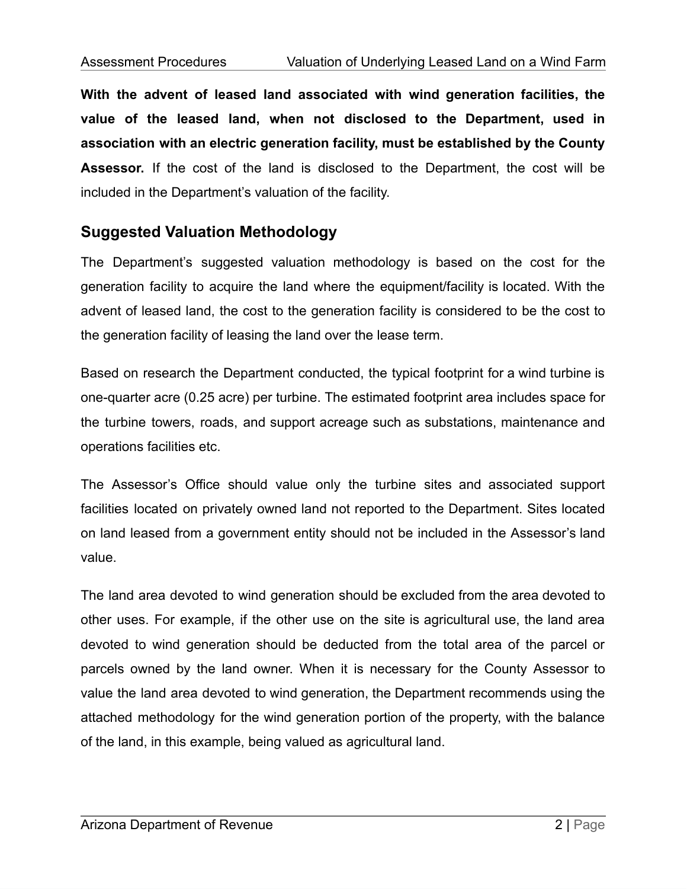**With the advent of leased land associated with wind generation facilities, the value of the leased land, when not disclosed to the Department, used in association with an electric generation facility, must be established by the County Assessor.** If the cost of the land is disclosed to the Department, the cost will be included in the Department's valuation of the facility.

## Suggested Valuation Methodology

The Department's suggested valuation methodology is based on the cost for the generation facility to acquire the land where the equipment/facility is located. With the advent of leased land, the cost to the generation facility is considered to be the cost to the generation facility of leasing the land over the lease term.

Based on research the Department conducted, the typical footprint for a wind turbine is one-quarter acre (0.25 acre) per turbine. The estimated footprint area includes space for the turbine towers, roads, and support acreage such as substations, maintenance and operations facilities etc.

The Assessor's Office should value only the turbine sites and associated support facilities located on privately owned land not reported to the Department. Sites located on land leased from a government entity should not be included in the Assessor's land value.

The land area devoted to wind generation should be excluded from the area devoted to other uses. For example, if the other use on the site is agricultural use, the land area devoted to wind generation should be deducted from the total area of the parcel or parcels owned by the land owner. When it is necessary for the County Assessor to value the land area devoted to wind generation, the Department recommends using the attached methodology for the wind generation portion of the property, with the balance of the land, in this example, being valued as agricultural land.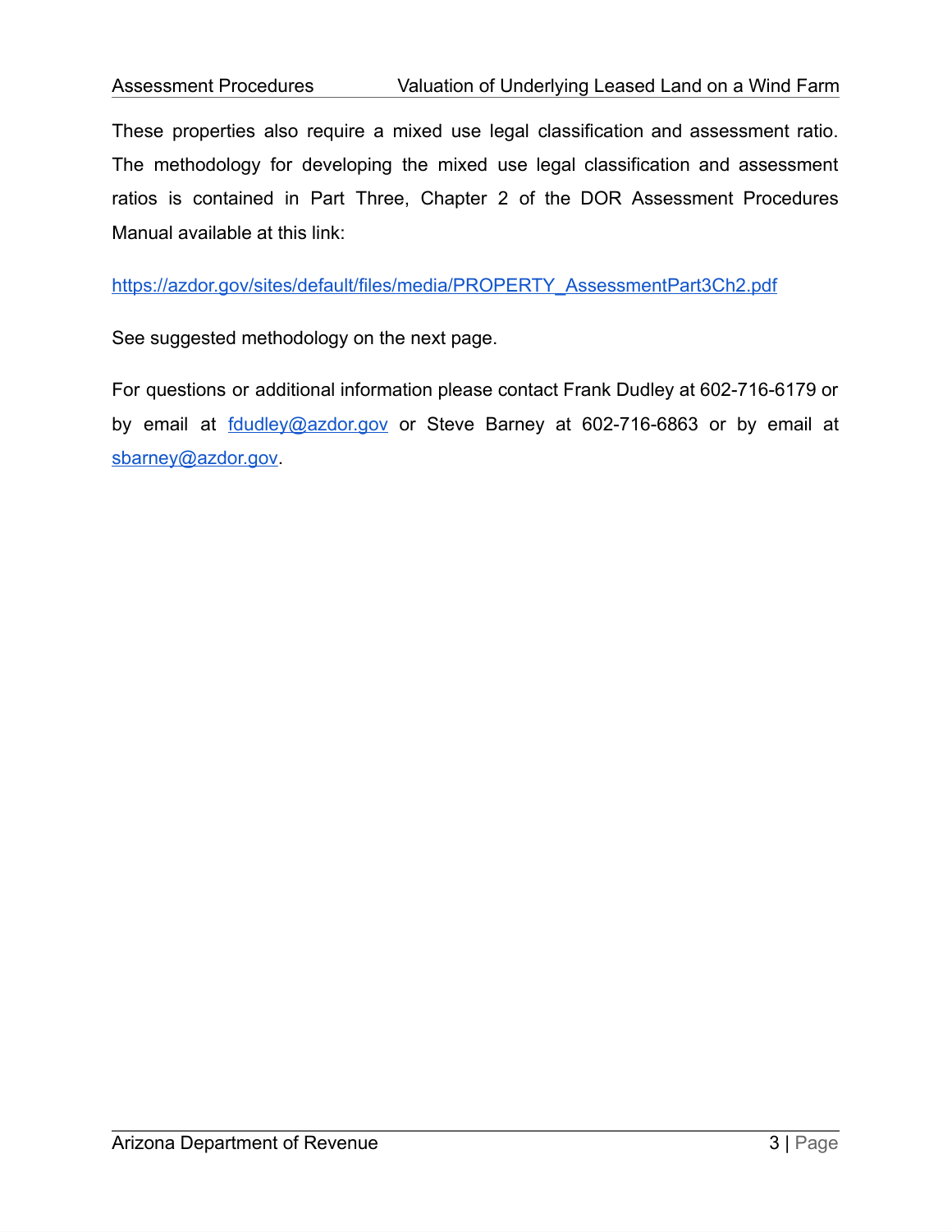These properties also require a mixed use legal classification and assessment ratio. The methodology for developing the mixed use legal classification and assessment ratios is contained in Part Three, Chapter 2 of the DOR Assessment Procedures Manual available at this link:

[https://azdor.gov/sites/default/files/media/PROPERTY_AssessmentPart3Ch2.pdf](https://azdor.gov/sites/default/files/media/PROPERTY_AssessmentPart3Ch2.pdf)

See suggested methodology on the next page.

For questions or additional information please contact Frank Dudley at 602-716-6179 or by email at [fdudley@azdor.gov](mailto:fdudley@azdor.gov) or Steve Barney at 602-716-6863 or by email at [sbarney@azdor.gov](mailto:sbarney@azdor.gov).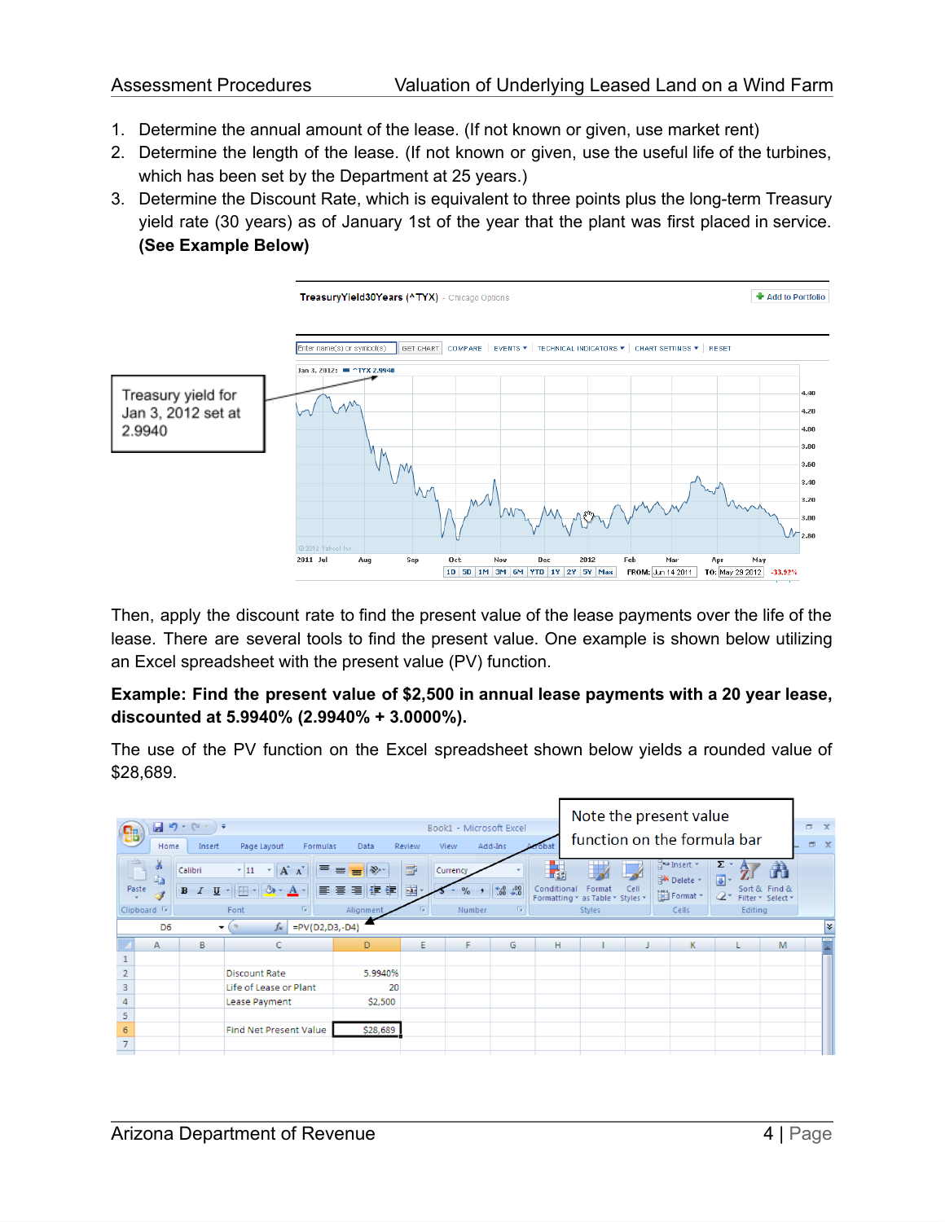1. Determine the annual amount of the lease. (If not known or given, use market rent)
2. Determine the length of the lease. (If not known or given, use the useful life of the turbines, which has been set by the Department at 25 years.)
3. Determine the Discount Rate, which is equivalent to three points plus the long-term Treasury yield rate (30 years) as of January 1st of the year that the plant was first placed in service. **(See Example Below)**

Treasury yield for Jan 3, 2012 set at 2.9940

TreasuryYield30Years (^TYX) - Chicago Options

Jan 3, 2012: ^TYX 2.9940

4.40
4.20
4.00
3.80
3.60
3.40
3.20
3.00
2.80

2011 Jul Aug Sep Oct Nov Dec 2012 Feb Mar Apr May

FROM: Jun 14 2011 TO: May 29 2012 -33.92%

Then, apply the discount rate to find the present value of the lease payments over the life of the lease. There are several tools to find the present value. One example is shown below utilizing an Excel spreadsheet with the present value (PV) function.

**Example: Find the present value of $2,500 in annual lease payments with a 20 year lease, discounted at 5.9940% (2.9940% + 3.0000%).**

The use of the PV function on the Excel spreadsheet shown below yields a rounded value of $28,689.

Note the present value function on the formula bar

D6 =PV(D2,D3,-D4)

| | A | B | C | D |
|---|---|---|---|---|
| 1 | | | | |
| 2 | | | Discount Rate | 5.9940% |
| 3 | | | Life of Lease or Plant | 20 |
| 4 | | | Lease Payment | $2,500 |
| 5 | | | | |
| 6 | | | Find Net Present Value | $28,689 |
| 7 | | | | |